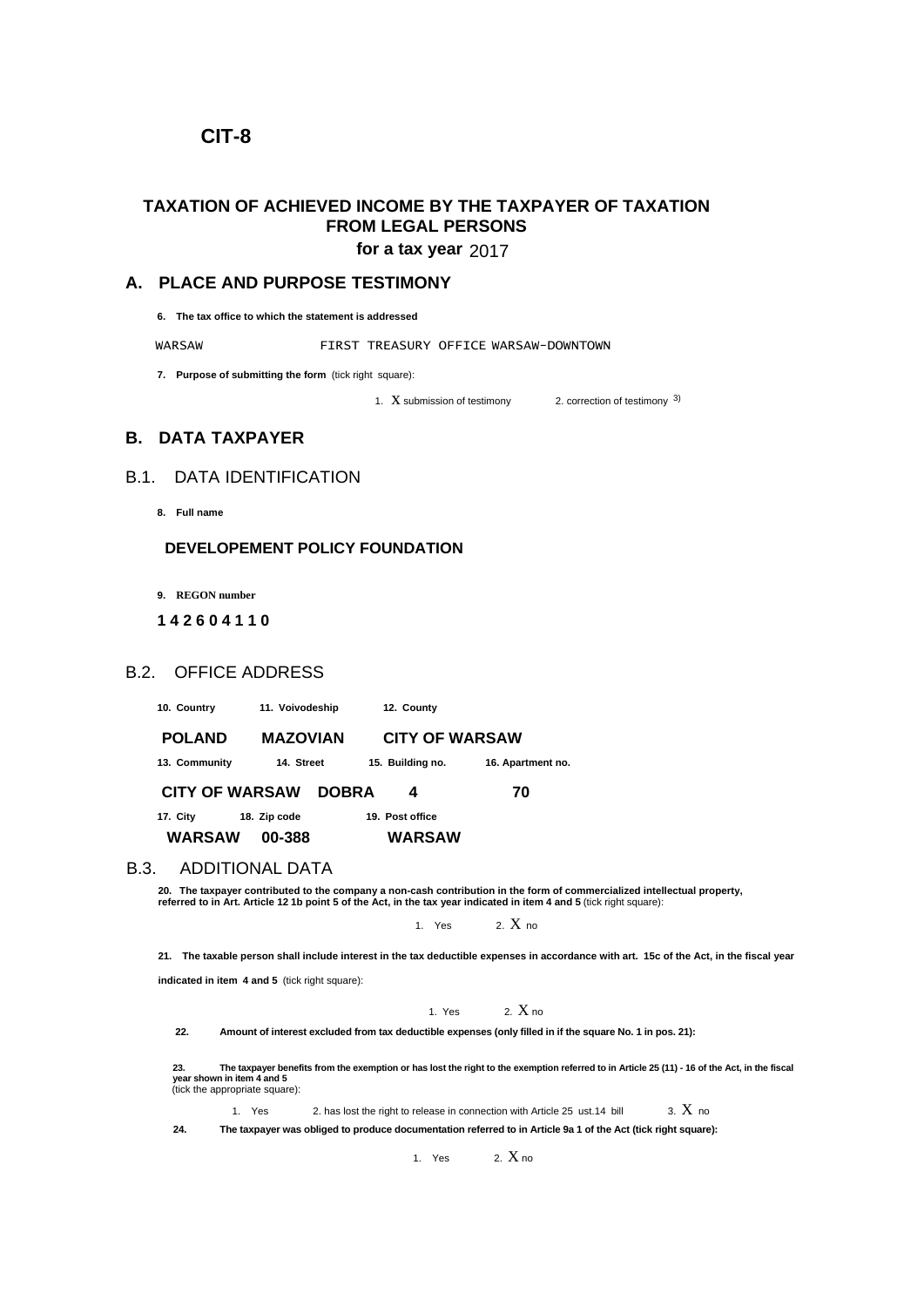# CIT-8

## TAXATION OF ACHIEVED INCOME BY THE TAXPAYER OF TAXATION FROM LEGAL PERSONS

**for a tax year** 2017

## A. PLACE AND PURPOSE TESTIMONY

**6. The tax office to which the statement is addressed**

WARSAW FIRST TREASURY OFFICE WARSAW-DOWNTOWN

**7. Purpose of submitting the form** (tick right square):

1. X submission of testimony 2. correction of testimony [3)]

## B. DATA TAXPAYER

### B.1. DATA IDENTIFICATION

**8. Full name**

**DEVELOPEMENT POLICY FOUNDATION**

**9. REGON number**

**1 4 2 6 0 4 1 1 0**

### B.2. OFFICE ADDRESS

| 10. Country | 11. Voivodeship | 12. County | |
|---|---|---|---|
| **POLAND** | **MAZOVIAN** | **CITY OF WARSAW** | |
| **13. Community** | **14. Street** | **15. Building no.** | **16. Apartment no.** |
| **CITY OF WARSAW** | **DOBRA** | **4** | **70** |
| **17. City** | **18. Zip code** | **19. Post office** | |
| **WARSAW** | **00-388** | **WARSAW** | |

### B.3. ADDITIONAL DATA

**20. The taxpayer contributed to the company a non-cash contribution in the form of commercialized intellectual property, referred to in Art. Article 12 1b point 5 of the Act, in the tax year indicated in item 4 and 5** (tick right square):

1. Yes 2. X no

**21. The taxable person shall include interest in the tax deductible expenses in accordance with art. 15c of the Act, in the fiscal year indicated in item 4 and 5** (tick right square):

1. Yes 2. X no

**22. Amount of interest excluded from tax deductible expenses (only filled in if the square No. 1 in pos. 21):**

**23. The taxpayer benefits from the exemption or has lost the right to the exemption referred to in Article 25 (11) - 16 of the Act, in the fiscal year shown in item 4 and 5** (tick the appropriate square):

1. Yes 2. has lost the right to release in connection with Article 25 ust.14 bill 3. X no

**24. The taxpayer was obliged to produce documentation referred to in Article 9a 1 of the Act (tick right square):**

1. Yes 2. X no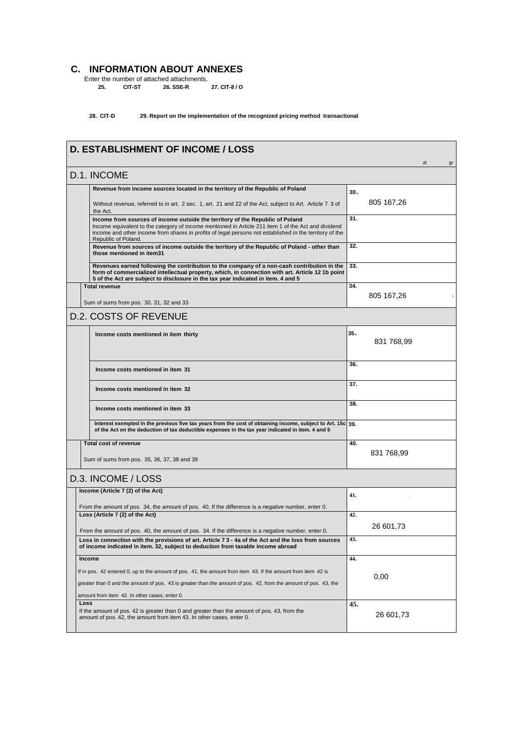## C. INFORMATION ABOUT ANNEXES

Enter the number of attached attachments.

**25. CIT-ST** **26. SSE-R** **27. CIT-8 / O**

**28. CIT-D** **29. Report on the implementation of the recognized pricing method transactional**

## D. ESTABLISHMENT OF INCOME / LOSS

zł, gr

### D.1. INCOME

| Description | Amount |
|---|---|
| **Revenue from income sources located in the territory of the Republic of Poland** Without revenue, referred to in art. 2 sec. 1, art. 21 and 22 of the Act, subject to Art. Article 7 3 of the Act. | 30. 805 167,26 |
| **Income from sources of income outside the territory of the Republic of Poland** Income equivalent to the category of income mentioned in Article 211 item 1 of the Act and dividend income and other income from shares in profits of legal persons not established in the territory of the Republic of Poland. | 31. |
| **Revenue from sources of income outside the territory of the Republic of Poland - other than those mentioned in item31** | 32. |
| **Revenues earned following the contribution to the company of a non-cash contribution in the form of commercialized intellectual property, which, in connection with art. Article 12 1b point 5 of the Act are subject to disclosure in the tax year indicated in item. 4 and 5** | 33. |
| **Total revenue** Sum of sums from pos. 30, 31, 32 and 33 | 34. 805 167,26 |

### D.2. COSTS OF REVENUE

| Description | Amount |
|---|---|
| **Income costs mentioned in item thirty** | 35. 831 768,99 |
| **Income costs mentioned in item 31** | 36. |
| **Income costs mentioned in item 32** | 37. |
| **Income costs mentioned in item 33** | 38. |
| **Interest exempted in the previous five tax years from the cost of obtaining income, subject to Art. 15c of the Act on the deduction of tax deductible expenses in the tax year indicated in item. 4 and 5** | 39. |
| **Total cost of revenue** Sum of sums from pos. 35, 36, 37, 38 and 39 | 40. 831 768,99 |

### D.3. INCOME / LOSS

| Description | Amount |
|---|---|
| **Income (Article 7 (2) of the Act)** From the amount of pos. 34, the amount of pos. 40. If the difference is a negative number, enter 0. | 41. |
| **Loss (Article 7 (2) of the Act)** From the amount of pos. 40, the amount of pos. 34. If the difference is a negative number, enter 0. | 42. 26 601,73 |
| **Loss in connection with the provisions of art. Article 7 3 - 4a of the Act and the loss from sources of income indicated in item. 32, subject to deduction from taxable income abroad** | 43. |
| **Income** If in pos. 42 entered 0, up to the amount of pos. 41, the amount from item 43. If the amount from item 42 is greater than 0 and the amount of pos. 43 is greater than the amount of pos. 42, from the amount of pos. 43, the amount from item 42. In other cases, enter 0. | 44. 0,00 |
| **Loss** If the amount of pos. 42 is greater than 0 and greater than the amount of pos. 43, from the amount of pos. 42, the amount from item 43. In other cases, enter 0. | 45. 26 601,73 |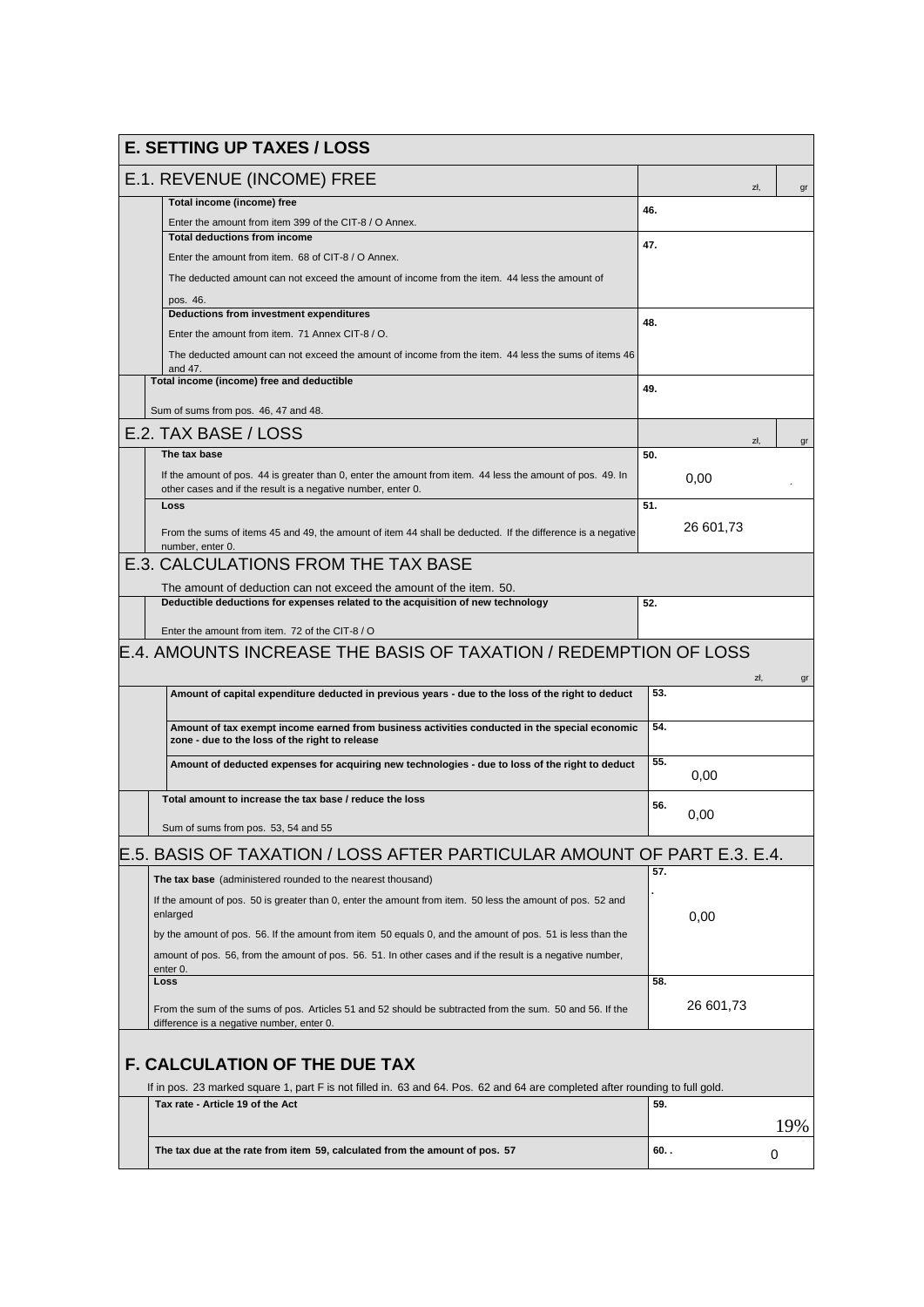## E. SETTING UP TAXES / LOSS

### E.1. REVENUE (INCOME) FREE

| Description | Position | zł, gr |
|---|---|---|
| **Total income (income) free**<br>Enter the amount from item 399 of the CIT-8 / O Annex. | 46. | |
| **Total deductions from income**<br>Enter the amount from item. 68 of CIT-8 / O Annex.<br>The deducted amount can not exceed the amount of income from the item. 44 less the amount of pos. 46. | 47. | |
| **Deductions from investment expenditures**<br>Enter the amount from item. 71 Annex CIT-8 / O.<br>The deducted amount can not exceed the amount of income from the item. 44 less the sums of items 46 and 47. | 48. | |
| **Total income (income) free and deductible**<br>Sum of sums from pos. 46, 47 and 48. | 49. | |

### E.2. TAX BASE / LOSS

| Description | Position | zł, gr |
|---|---|---|
| **The tax base**<br>If the amount of pos. 44 is greater than 0, enter the amount from item. 44 less the amount of pos. 49. In other cases and if the result is a negative number, enter 0. | 50. | 0,00 |
| **Loss**<br>From the sums of items 45 and 49, the amount of item 44 shall be deducted. If the difference is a negative number, enter 0. | 51. | 26 601,73 |

### E.3. CALCULATIONS FROM THE TAX BASE

The amount of deduction can not exceed the amount of the item. 50.

| Description | Position | Amount |
|---|---|---|
| **Deductible deductions for expenses related to the acquisition of new technology**<br>Enter the amount from item. 72 of the CIT-8 / O | 52. | |

### E.4. AMOUNTS INCREASE THE BASIS OF TAXATION / REDEMPTION OF LOSS

| Description | Position | zł, gr |
|---|---|---|
| **Amount of capital expenditure deducted in previous years - due to the loss of the right to deduct** | 53. | |
| **Amount of tax exempt income earned from business activities conducted in the special economic zone - due to the loss of the right to release** | 54. | |
| **Amount of deducted expenses for acquiring new technologies - due to loss of the right to deduct** | 55. | 0,00 |
| **Total amount to increase the tax base / reduce the loss**<br>Sum of sums from pos. 53, 54 and 55 | 56. | 0,00 |

### E.5. BASIS OF TAXATION / LOSS AFTER PARTICULAR AMOUNT OF PART E.3. E.4.

| Description | Position | Amount |
|---|---|---|
| **The tax base** (administered rounded to the nearest thousand)<br>If the amount of pos. 50 is greater than 0, enter the amount from item. 50 less the amount of pos. 52 and enlarged<br>by the amount of pos. 56. If the amount from item 50 equals 0, and the amount of pos. 51 is less than the<br>amount of pos. 56, from the amount of pos. 56. 51. In other cases and if the result is a negative number, enter 0. | 57. | 0,00 |
| **Loss**<br>From the sum of the sums of pos. Articles 51 and 52 should be subtracted from the sum. 50 and 56. If the difference is a negative number, enter 0. | 58. | 26 601,73 |

## F. CALCULATION OF THE DUE TAX

If in pos. 23 marked square 1, part F is not filled in. 63 and 64. Pos. 62 and 64 are completed after rounding to full gold.

| Description | Position | Amount |
|---|---|---|
| **Tax rate - Article 19 of the Act** | 59. | 19% |
| **The tax due at the rate from item 59, calculated from the amount of pos. 57** | 60. . | 0 |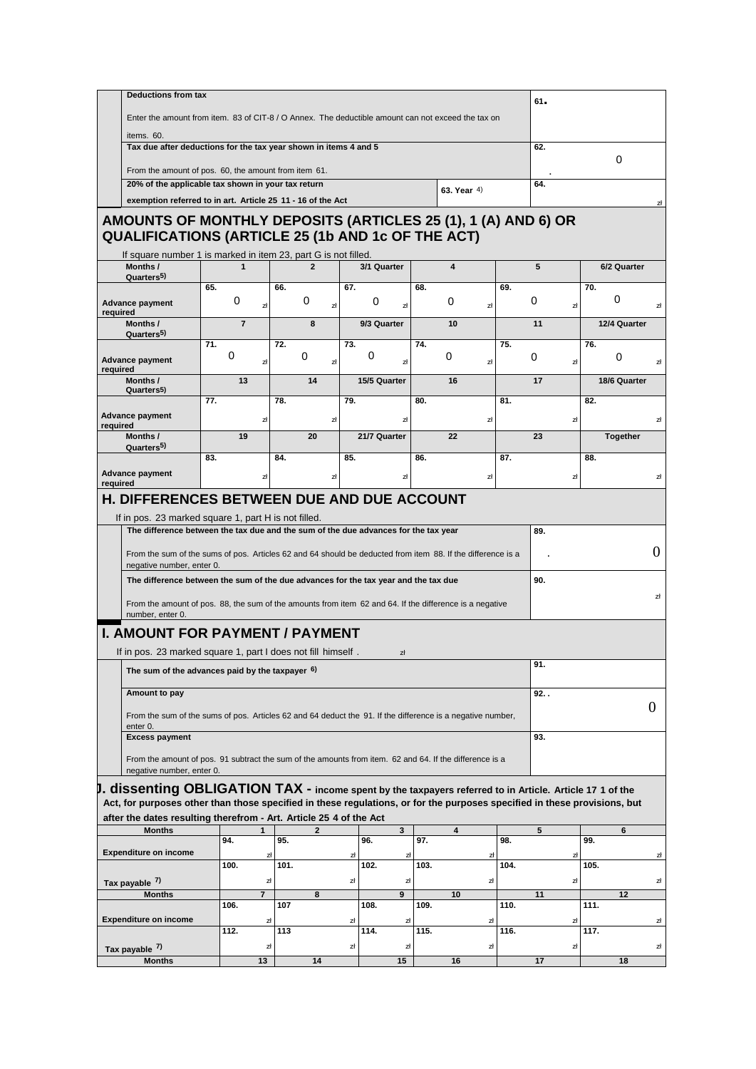| Deductions from tax<br><br>Enter the amount from item. 83 of CIT-8 / O Annex. The deductible amount can not exceed the tax on items. 60. | 61. | |
|---|---|---|
| Tax due after deductions for the tax year shown in items 4 and 5<br><br>From the amount of pos. 60, the amount from item 61. | 62. | 0 |
| 20% of the applicable tax shown in your tax return exemption referred to in art. Article 25 11 - 16 of the Act | 63. Year 4) | 64. zł |

## AMOUNTS OF MONTHLY DEPOSITS (ARTICLES 25 (1), 1 (A) AND 6) OR QUALIFICATIONS (ARTICLE 25 (1b AND 1c OF THE ACT)

If square number 1 is marked in item 23, part G is not filled.

| Months / Quarters5) | 1 | 2 | 3/1 Quarter | 4 | 5 | 6/2 Quarter |
|---|---|---|---|---|---|---|
| Advance payment required | 65. 0 zł | 66. 0 zł | 67. 0 zł | 68. 0 zł | 69. 0 zł | 70. 0 zł |
| Months / Quarters5) | 7 | 8 | 9/3 Quarter | 10 | 11 | 12/4 Quarter |
| Advance payment required | 71. 0 zł | 72. 0 zł | 73. 0 zł | 74. 0 zł | 75. 0 zł | 76. 0 zł |
| Months / Quarters5) | 13 | 14 | 15/5 Quarter | 16 | 17 | 18/6 Quarter |
| Advance payment required | 77. zł | 78. zł | 79. zł | 80. zł | 81. zł | 82. zł |
| Months / Quarters5) | 19 | 20 | 21/7 Quarter | 22 | 23 | Together |
| Advance payment required | 83. zł | 84. zł | 85. zł | 86. zł | 87. zł | 88. zł |

## H. DIFFERENCES BETWEEN DUE AND DUE ACCOUNT

If in pos. 23 marked square 1, part H is not filled.

| | | |
|---|---|---|
| **The difference between the tax due and the sum of the due advances for the tax year**<br><br>From the sum of the sums of pos. Articles 62 and 64 should be deducted from item 88. If the difference is a negative number, enter 0. | 89. | 0 |
| **The difference between the sum of the due advances for the tax year and the tax due**<br><br>From the amount of pos. 88, the sum of the amounts from item 62 and 64. If the difference is a negative number, enter 0. | 90. | zł |

## I. AMOUNT FOR PAYMENT / PAYMENT

If in pos. 23 marked square 1, part I does not fill himself . zł

| | | |
|---|---|---|
| **The sum of the advances paid by the taxpayer 6)** | 91. | |
| **Amount to pay**<br><br>From the sum of the sums of pos. Articles 62 and 64 deduct the 91. If the difference is a negative number, enter 0. | 92. | 0 |
| **Excess payment**<br><br>From the amount of pos. 91 subtract the sum of the amounts from item. 62 and 64. If the difference is a negative number, enter 0. | 93. | |

## J. dissenting OBLIGATION TAX - income spent by the taxpayers referred to in Article. Article 17 1 of the Act, for purposes other than those specified in these regulations, or for the purposes specified in these provisions, but after the dates resulting therefrom - Art. Article 25 4 of the Act

| Months | 1 | 2 | 3 | 4 | 5 | 6 |
|---|---|---|---|---|---|---|
| Expenditure on income | 94. zł | 95. zł | 96. zł | 97. zł | 98. zł | 99. zł |
| Tax payable 7) | 100. zł | 101. zł | 102. zł | 103. zł | 104. zł | 105. zł |
| Months | 7 | 8 | 9 | 10 | 11 | 12 |
| Expenditure on income | 106. zł | 107 zł | 108. zł | 109. zł | 110. zł | 111. zł |
| Tax payable 7) | 112. zł | 113 zł | 114. zł | 115. zł | 116. zł | 117. zł |
| Months | 13 | 14 | 15 | 16 | 17 | 18 |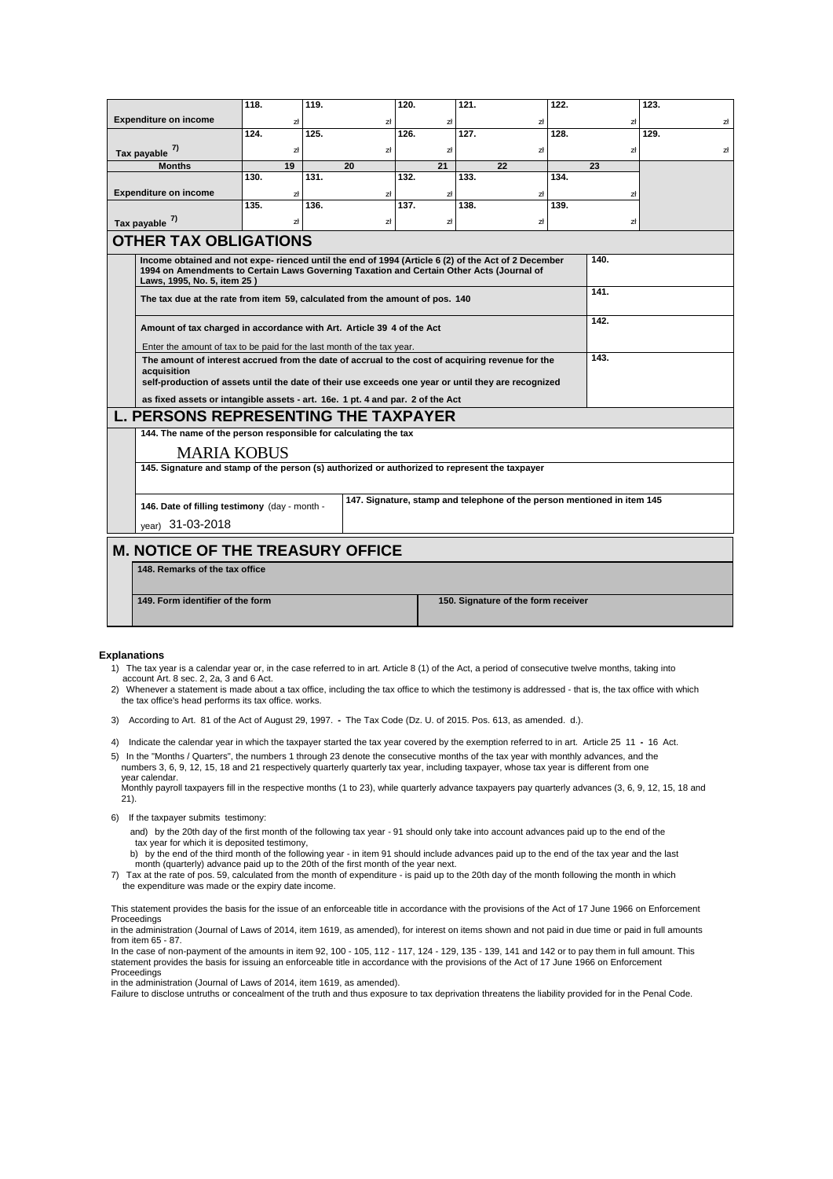| | | | | | | |
|---|---|---|---|---|---|---|
| Expenditure on income | 118. zł | 119. zł | 120. zł | 121. zł | 122. zł | 123. zł |
| Tax payable [7] | 124. zł | 125. zł | 126. zł | 127. zł | 128. zł | 129. zł |
| Months | 19 | 20 | 21 | 22 | 23 | |
| Expenditure on income | 130. zł | 131. zł | 132. zł | 133. zł | 134. zł | |
| Tax payable [7] | 135. zł | 136. zł | 137. zł | 138. zł | 139. zł | |

## OTHER TAX OBLIGATIONS

| | |
|---|---|
| **Income obtained and not expe- rienced until the end of 1994 (Article 6 (2) of the Act of 2 December 1994 on Amendments to Certain Laws Governing Taxation and Certain Other Acts (Journal of Laws, 1995, No. 5, item 25 )** | 140. |
| **The tax due at the rate from item 59, calculated from the amount of pos. 140** | 141. |
| **Amount of tax charged in accordance with Art. Article 39 4 of the Act**<br>Enter the amount of tax to be paid for the last month of the tax year. | 142. |
| **The amount of interest accrued from the date of accrual to the cost of acquiring revenue for the acquisition self-production of assets until the date of their use exceeds one year or until they are recognized as fixed assets or intangible assets - art. 16e. 1 pt. 4 and par. 2 of the Act** | 143. |

## L. PERSONS REPRESENTING THE TAXPAYER

**144. The name of the person responsible for calculating the tax**

MARIA KOBUS

**145. Signature and stamp of the person (s) authorized or authorized to represent the taxpayer**

| | |
|---|---|
| **146. Date of filling testimony** (day - month - year) 31-03-2018 | **147. Signature, stamp and telephone of the person mentioned in item 145** |

## M. NOTICE OF THE TREASURY OFFICE

**148. Remarks of the tax office**

| | |
|---|---|
| **149. Form identifier of the form** | **150. Signature of the form receiver** |

**Explanations**

1) The tax year is a calendar year or, in the case referred to in art. Article 8 (1) of the Act, a period of consecutive twelve months, taking into account Art. 8 sec. 2, 2a, 3 and 6 Act.
2) Whenever a statement is made about a tax office, including the tax office to which the testimony is addressed - that is, the tax office with which the tax office's head performs its tax office. works.
3) According to Art. 81 of the Act of August 29, 1997. - The Tax Code (Dz. U. of 2015. Pos. 613, as amended. d.).
4) Indicate the calendar year in which the taxpayer started the tax year covered by the exemption referred to in art. Article 25 11 - 16 Act.
5) In the "Months / Quarters", the numbers 1 through 23 denote the consecutive months of the tax year with monthly advances, and the numbers 3, 6, 9, 12, 15, 18 and 21 respectively quarterly quarterly tax year, including taxpayer, whose tax year is different from one year calendar.
Monthly payroll taxpayers fill in the respective months (1 to 23), while quarterly advance taxpayers pay quarterly advances (3, 6, 9, 12, 15, 18 and 21).
6) If the taxpayer submits testimony:
   and) by the 20th day of the first month of the following tax year - 91 should only take into account advances paid up to the end of the tax year for which it is deposited testimony,
   b) by the end of the third month of the following year - in item 91 should include advances paid up to the end of the tax year and the last month (quarterly) advance paid up to the 20th of the first month of the year next.
7) Tax at the rate of pos. 59, calculated from the month of expenditure - is paid up to the 20th day of the month following the month in which the expenditure was made or the expiry date income.

This statement provides the basis for the issue of an enforceable title in accordance with the provisions of the Act of 17 June 1966 on Enforcement Proceedings
in the administration (Journal of Laws of 2014, item 1619, as amended), for interest on items shown and not paid in due time or paid in full amounts from item 65 - 87.
In the case of non-payment of the amounts in item 92, 100 - 105, 112 - 117, 124 - 129, 135 - 139, 141 and 142 or to pay them in full amount. This statement provides the basis for issuing an enforceable title in accordance with the provisions of the Act of 17 June 1966 on Enforcement Proceedings
in the administration (Journal of Laws of 2014, item 1619, as amended).
Failure to disclose untruths or concealment of the truth and thus exposure to tax deprivation threatens the liability provided for in the Penal Code.